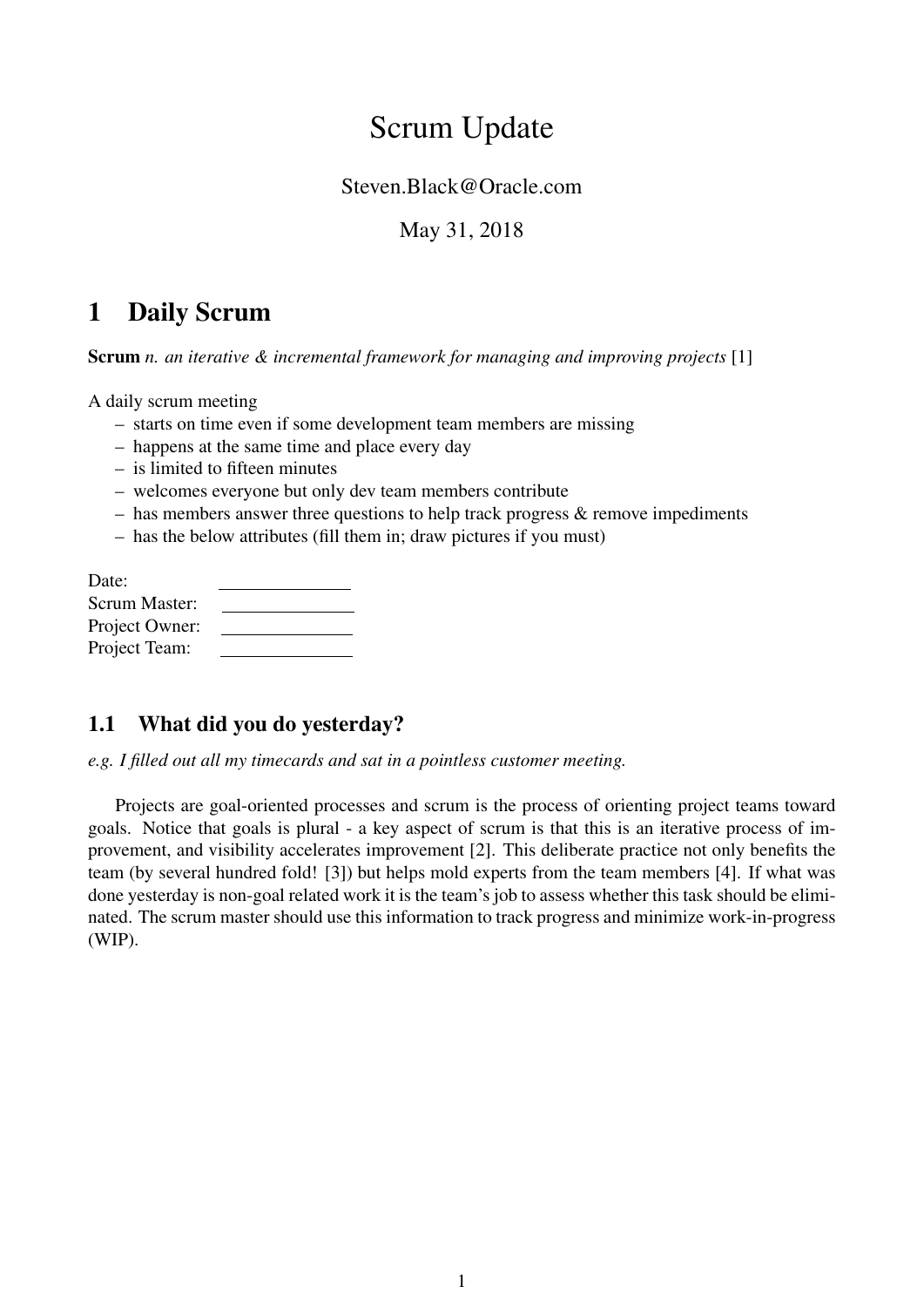// Scrum Update

Steven.Black@Oracle.com

May 31, 2018

# 1 Daily Scrum

**Scrum** *n. an iterative & incremental framework for managing and improving projects* [1]

A daily scrum meeting

- starts on time even if some development team members are missing
- happens at the same time and place every day
- is limited to fifteen minutes
- welcomes everyone but only dev team members contribute
- has members answer three questions to help track progress & remove impediments
- has the below attributes (fill them in; draw pictures if you must)

Date: ______________
Scrum Master: ______________
Project Owner: ______________
Project Team: ______________

## 1.1 What did you do yesterday?

*e.g. I filled out all my timecards and sat in a pointless customer meeting.*

Projects are goal-oriented processes and scrum is the process of orienting project teams toward goals. Notice that goals is plural - a key aspect of scrum is that this is an iterative process of improvement, and visibility accelerates improvement [2]. This deliberate practice not only benefits the team (by several hundred fold! [3]) but helps mold experts from the team members [4]. If what was done yesterday is non-goal related work it is the team's job to assess whether this task should be eliminated. The scrum master should use this information to track progress and minimize work-in-progress (WIP).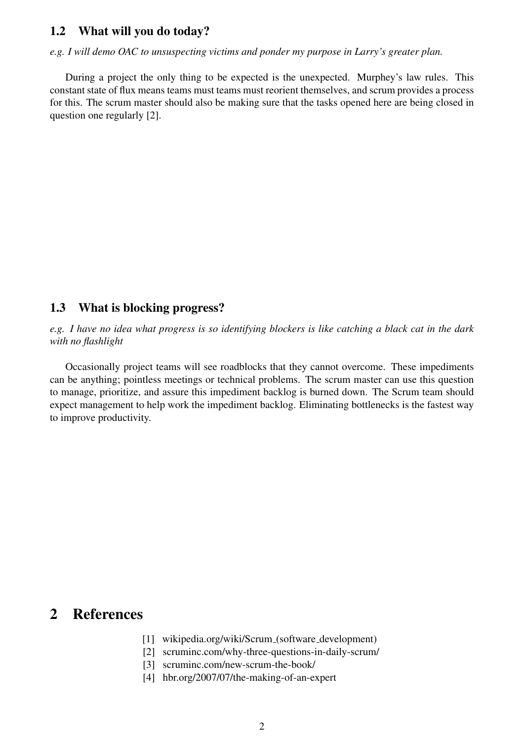### 1.2 What will you do today?

*e.g. I will demo OAC to unsuspecting victims and ponder my purpose in Larry's greater plan.*

During a project the only thing to be expected is the unexpected. Murphey's law rules. This constant state of flux means teams must teams must reorient themselves, and scrum provides a process for this. The scrum master should also be making sure that the tasks opened here are being closed in question one regularly [2].

### 1.3 What is blocking progress?

*e.g. I have no idea what progress is so identifying blockers is like catching a black cat in the dark with no flashlight*

Occasionally project teams will see roadblocks that they cannot overcome. These impediments can be anything; pointless meetings or technical problems. The scrum master can use this question to manage, prioritize, and assure this impediment backlog is burned down. The Scrum team should expect management to help work the impediment backlog. Eliminating bottlenecks is the fastest way to improve productivity.

## 2 References

[1] wikipedia.org/wiki/Scrum_(software_development)

[2] scruminc.com/why-three-questions-in-daily-scrum/

[3] scruminc.com/new-scrum-the-book/

[4] hbr.org/2007/07/the-making-of-an-expert